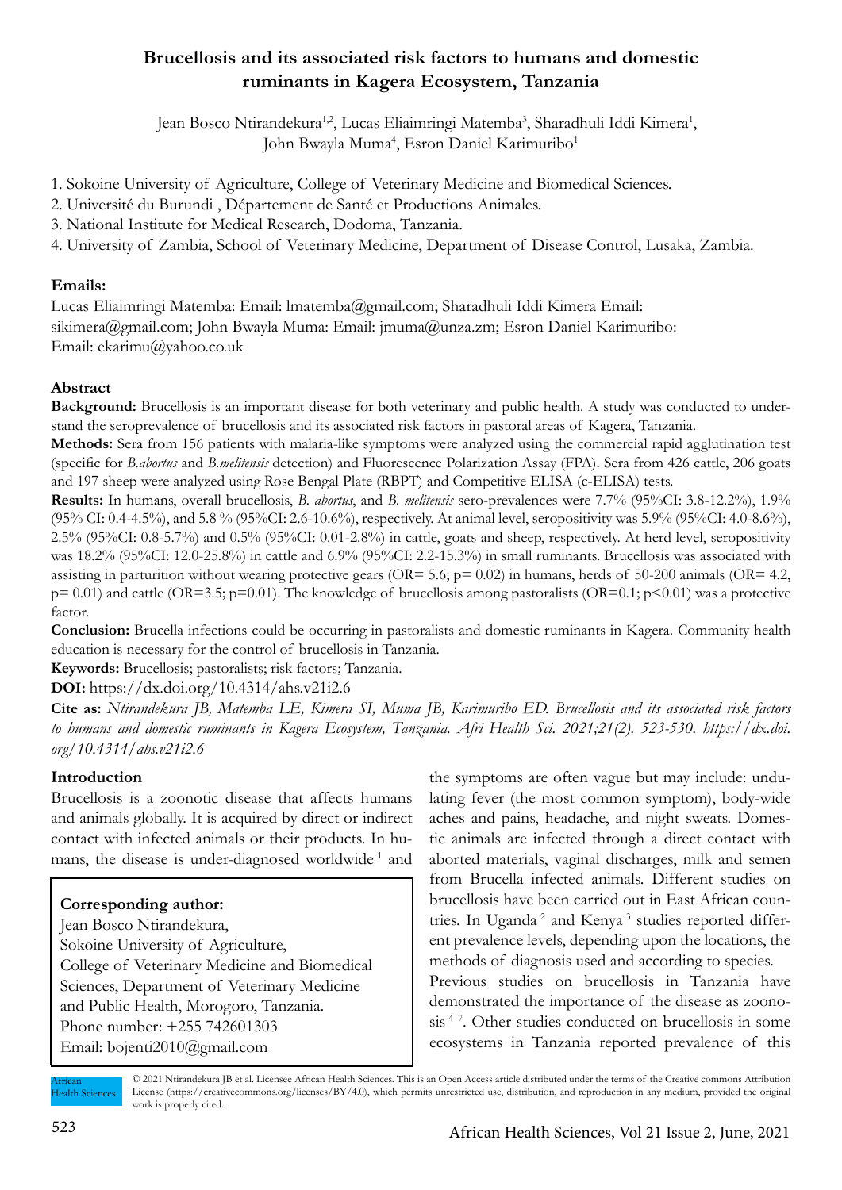# Brucellosis and its associated risk factors to humans and domestic ruminants in Kagera Ecosystem, Tanzania

Jean Bosco Ntirandekura[1,2], Lucas Eliaimringi Matemba[3], Sharadhuli Iddi Kimera[1], John Bwayla Muma[4], Esron Daniel Karimuribo[1]

1. Sokoine University of Agriculture, College of Veterinary Medicine and Biomedical Sciences.
2. Université du Burundi , Département de Santé et Productions Animales.
3. National Institute for Medical Research, Dodoma, Tanzania.
4. University of Zambia, School of Veterinary Medicine, Department of Disease Control, Lusaka, Zambia.

**Emails:**

Lucas Eliaimringi Matemba: Email: lmatemba@gmail.com; Sharadhuli Iddi Kimera Email: sikimera@gmail.com; John Bwayla Muma: Email: jmuma@unza.zm; Esron Daniel Karimuribo: Email: ekarimu@yahoo.co.uk

## Abstract

**Background:** Brucellosis is an important disease for both veterinary and public health. A study was conducted to understand the seroprevalence of brucellosis and its associated risk factors in pastoral areas of Kagera, Tanzania.

**Methods:** Sera from 156 patients with malaria-like symptoms were analyzed using the commercial rapid agglutination test (specific for *B.abortus* and *B.melitensis* detection) and Fluorescence Polarization Assay (FPA). Sera from 426 cattle, 206 goats and 197 sheep were analyzed using Rose Bengal Plate (RBPT) and Competitive ELISA (c-ELISA) tests.

**Results:** In humans, overall brucellosis, *B. abortus*, and *B. melitensis* sero-prevalences were 7.7% (95%CI: 3.8-12.2%), 1.9% (95% CI: 0.4-4.5%), and 5.8 % (95%CI: 2.6-10.6%), respectively. At animal level, seropositivity was 5.9% (95%CI: 4.0-8.6%), 2.5% (95%CI: 0.8-5.7%) and 0.5% (95%CI: 0.01-2.8%) in cattle, goats and sheep, respectively. At herd level, seropositivity was 18.2% (95%CI: 12.0-25.8%) in cattle and 6.9% (95%CI: 2.2-15.3%) in small ruminants. Brucellosis was associated with assisting in parturition without wearing protective gears (OR= 5.6; p= 0.02) in humans, herds of 50-200 animals (OR= 4.2, p= 0.01) and cattle (OR=3.5; p=0.01). The knowledge of brucellosis among pastoralists (OR=0.1; p<0.01) was a protective factor.

**Conclusion:** Brucella infections could be occurring in pastoralists and domestic ruminants in Kagera. Community health education is necessary for the control of brucellosis in Tanzania.

**Keywords:** Brucellosis; pastoralists; risk factors; Tanzania.

**DOI:** https://dx.doi.org/10.4314/ahs.v21i2.6

**Cite as:** *Ntirandekura JB, Matemba LE, Kimera SI, Muma JB, Karimuribo ED. Brucellosis and its associated risk factors to humans and domestic ruminants in Kagera Ecosystem, Tanzania. Afri Health Sci. 2021;21(2). 523-530. https://dx.doi.org/10.4314/ahs.v21i2.6*

## Introduction

Brucellosis is a zoonotic disease that affects humans and animals globally. It is acquired by direct or indirect contact with infected animals or their products. In humans, the disease is under-diagnosed worldwide [1] and the symptoms are often vague but may include: undulating fever (the most common symptom), body-wide aches and pains, headache, and night sweats. Domestic animals are infected through a direct contact with aborted materials, vaginal discharges, milk and semen from Brucella infected animals. Different studies on brucellosis have been carried out in East African countries. In Uganda [2] and Kenya [3] studies reported different prevalence levels, depending upon the locations, the methods of diagnosis used and according to species.

Previous studies on brucellosis in Tanzania have demonstrated the importance of the disease as zoonosis [4–7]. Other studies conducted on brucellosis in some ecosystems in Tanzania reported prevalence of this

**Corresponding author:**
Jean Bosco Ntirandekura,
Sokoine University of Agriculture,
College of Veterinary Medicine and Biomedical Sciences, Department of Veterinary Medicine and Public Health, Morogoro, Tanzania.
Phone number: +255 742601303
Email: bojenti2010@gmail.com

© 2021 Ntirandekura JB et al. Licensee African Health Sciences. This is an Open Access article distributed under the terms of the Creative commons Attribution License (https://creativecommons.org/licenses/BY/4.0), which permits unrestricted use, distribution, and reproduction in any medium, provided the original work is properly cited.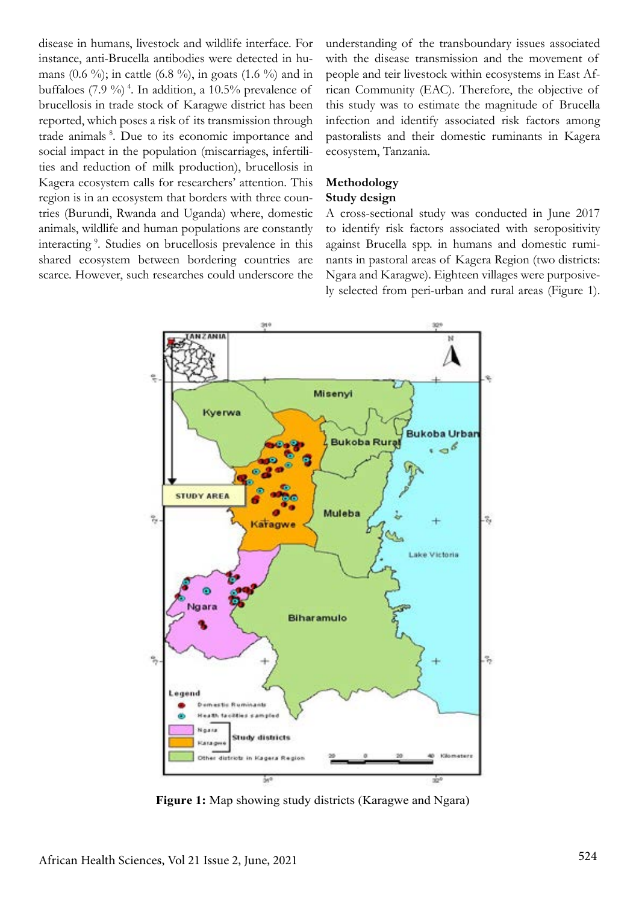disease in humans, livestock and wildlife interface. For instance, anti-Brucella antibodies were detected in humans (0.6 %); in cattle (6.8 %), in goats (1.6 %) and in buffaloes (7.9 %) [4]. In addition, a 10.5% prevalence of brucellosis in trade stock of Karagwe district has been reported, which poses a risk of its transmission through trade animals [8]. Due to its economic importance and social impact in the population (miscarriages, infertilities and reduction of milk production), brucellosis in Kagera ecosystem calls for researchers' attention. This region is in an ecosystem that borders with three countries (Burundi, Rwanda and Uganda) where, domestic animals, wildlife and human populations are constantly interacting [9]. Studies on brucellosis prevalence in this shared ecosystem between bordering countries are scarce. However, such researches could underscore the understanding of the transboundary issues associated with the disease transmission and the movement of people and teir livestock within ecosystems in East African Community (EAC). Therefore, the objective of this study was to estimate the magnitude of Brucella infection and identify associated risk factors among pastoralists and their domestic ruminants in Kagera ecosystem, Tanzania.

## Methodology

### Study design

A cross-sectional study was conducted in June 2017 to identify risk factors associated with seropositivity against Brucella spp. in humans and domestic ruminants in pastoral areas of Kagera Region (two districts: Ngara and Karagwe). Eighteen villages were purposively selected from peri-urban and rural areas (Figure 1).

**Figure 1:** Map showing study districts (Karagwe and Ngara)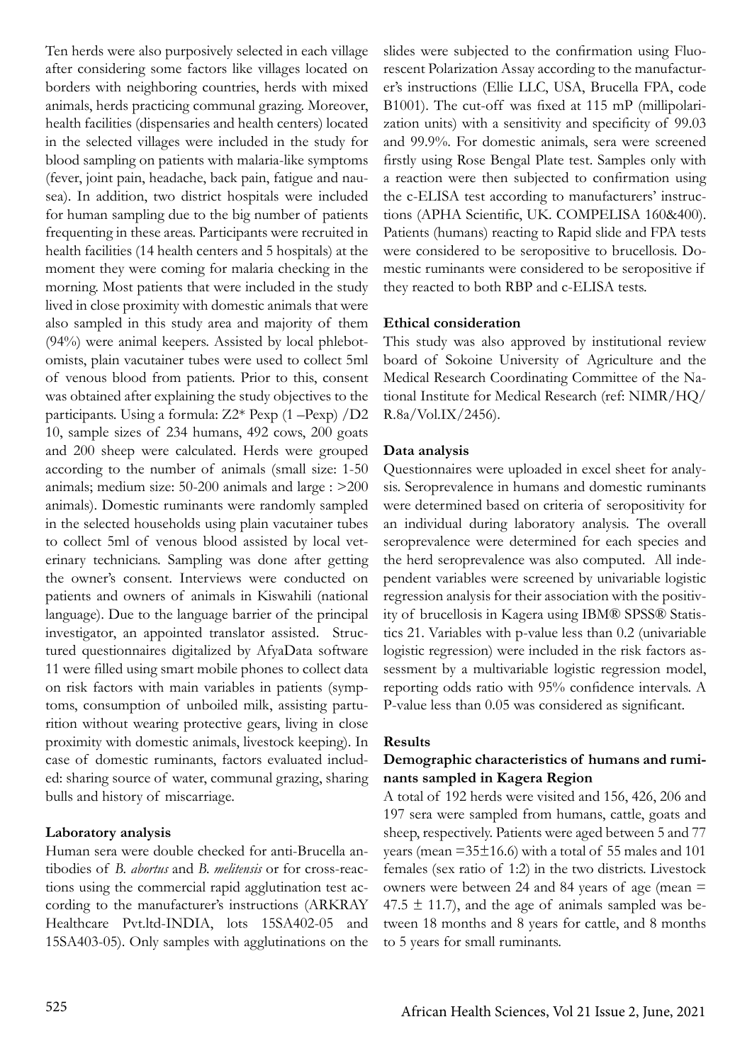Ten herds were also purposively selected in each village after considering some factors like villages located on borders with neighboring countries, herds with mixed animals, herds practicing communal grazing. Moreover, health facilities (dispensaries and health centers) located in the selected villages were included in the study for blood sampling on patients with malaria-like symptoms (fever, joint pain, headache, back pain, fatigue and nausea). In addition, two district hospitals were included for human sampling due to the big number of patients frequenting in these areas. Participants were recruited in health facilities (14 health centers and 5 hospitals) at the moment they were coming for malaria checking in the morning. Most patients that were included in the study lived in close proximity with domestic animals that were also sampled in this study area and majority of them (94%) were animal keepers. Assisted by local phlebotomists, plain vacutainer tubes were used to collect 5ml of venous blood from patients. Prior to this, consent was obtained after explaining the study objectives to the participants. Using a formula: Z2* Pexp (1 –Pexp) /D2 10, sample sizes of 234 humans, 492 cows, 200 goats and 200 sheep were calculated. Herds were grouped according to the number of animals (small size: 1-50 animals; medium size: 50-200 animals and large : >200 animals). Domestic ruminants were randomly sampled in the selected households using plain vacutainer tubes to collect 5ml of venous blood assisted by local veterinary technicians. Sampling was done after getting the owner's consent. Interviews were conducted on patients and owners of animals in Kiswahili (national language). Due to the language barrier of the principal investigator, an appointed translator assisted. Structured questionnaires digitalized by AfyaData software 11 were filled using smart mobile phones to collect data on risk factors with main variables in patients (symptoms, consumption of unboiled milk, assisting parturition without wearing protective gears, living in close proximity with domestic animals, livestock keeping). In case of domestic ruminants, factors evaluated included: sharing source of water, communal grazing, sharing bulls and history of miscarriage.

**Laboratory analysis**

Human sera were double checked for anti-Brucella antibodies of *B. abortus* and *B. melitensis* or for cross-reactions using the commercial rapid agglutination test according to the manufacturer's instructions (ARKRAY Healthcare Pvt.ltd-INDIA, lots 15SA402-05 and 15SA403-05). Only samples with agglutinations on the slides were subjected to the confirmation using Fluorescent Polarization Assay according to the manufacturer's instructions (Ellie LLC, USA, Brucella FPA, code B1001). The cut-off was fixed at 115 mP (millipolarization units) with a sensitivity and specificity of 99.03 and 99.9%. For domestic animals, sera were screened firstly using Rose Bengal Plate test. Samples only with a reaction were then subjected to confirmation using the c-ELISA test according to manufacturers' instructions (APHA Scientific, UK. COMPELISA 160&400). Patients (humans) reacting to Rapid slide and FPA tests were considered to be seropositive to brucellosis. Domestic ruminants were considered to be seropositive if they reacted to both RBP and c-ELISA tests.

**Ethical consideration**

This study was also approved by institutional review board of Sokoine University of Agriculture and the Medical Research Coordinating Committee of the National Institute for Medical Research (ref: NIMR/HQ/R.8a/Vol.IX/2456).

**Data analysis**

Questionnaires were uploaded in excel sheet for analysis. Seroprevalence in humans and domestic ruminants were determined based on criteria of seropositivity for an individual during laboratory analysis. The overall seroprevalence were determined for each species and the herd seroprevalence was also computed. All independent variables were screened by univariable logistic regression analysis for their association with the positivity of brucellosis in Kagera using IBM® SPSS® Statistics 21. Variables with p-value less than 0.2 (univariable logistic regression) were included in the risk factors assessment by a multivariable logistic regression model, reporting odds ratio with 95% confidence intervals. A P-value less than 0.05 was considered as significant.

**Results**

**Demographic characteristics of humans and ruminants sampled in Kagera Region**

A total of 192 herds were visited and 156, 426, 206 and 197 sera were sampled from humans, cattle, goats and sheep, respectively. Patients were aged between 5 and 77 years (mean =35±16.6) with a total of 55 males and 101 females (sex ratio of 1:2) in the two districts. Livestock owners were between 24 and 84 years of age (mean = 47.5 ± 11.7), and the age of animals sampled was between 18 months and 8 years for cattle, and 8 months to 5 years for small ruminants.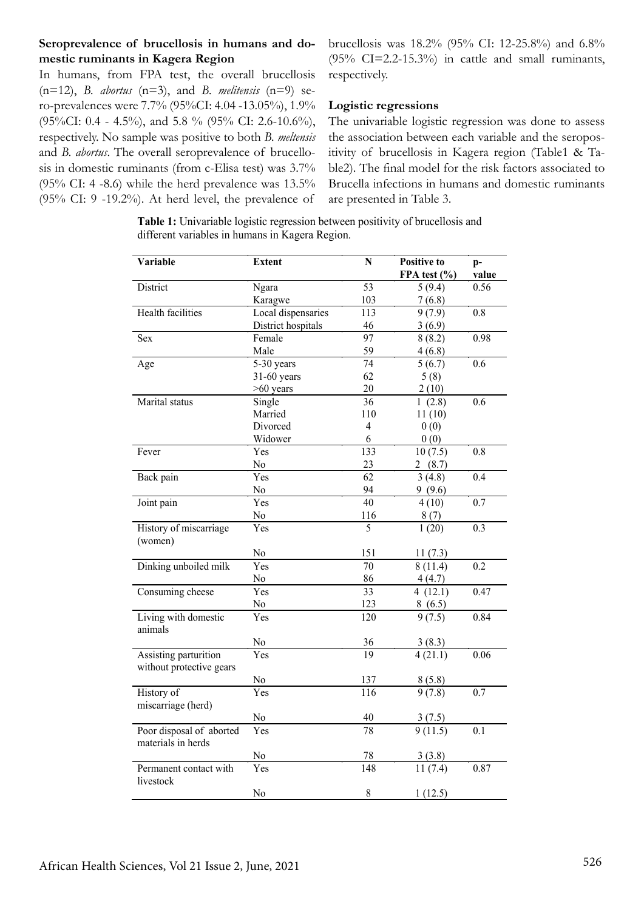**Seroprevalence of brucellosis in humans and domestic ruminants in Kagera Region**

In humans, from FPA test, the overall brucellosis (n=12), *B. abortus* (n=3), and *B. melitensis* (n=9) sero-prevalences were 7.7% (95%CI: 4.04 -13.05%), 1.9% (95%CI: 0.4 - 4.5%), and 5.8 % (95% CI: 2.6-10.6%), respectively. No sample was positive to both *B. meltensis* and *B. abortus*. The overall seroprevalence of brucellosis in domestic ruminants (from c-Elisa test) was 3.7% (95% CI: 4 -8.6) while the herd prevalence was 13.5% (95% CI: 9 -19.2%). At herd level, the prevalence of brucellosis was 18.2% (95% CI: 12-25.8%) and 6.8% (95% CI=2.2-15.3%) in cattle and small ruminants, respectively.

**Logistic regressions**

The univariable logistic regression was done to assess the association between each variable and the seropositivity of brucellosis in Kagera region (Table1 & Table2). The final model for the risk factors associated to Brucella infections in humans and domestic ruminants are presented in Table 3.

**Table 1:** Univariable logistic regression between positivity of brucellosis and different variables in humans in Kagera Region.

| Variable | Extent | N | Positive to FPA test (%) | p-value |
|---|---|---|---|---|
| District | Ngara | 53 | 5 (9.4) | 0.56 |
| | Karagwe | 103 | 7 (6.8) | |
| Health facilities | Local dispensaries | 113 | 9 (7.9) | 0.8 |
| | District hospitals | 46 | 3 (6.9) | |
| Sex | Female | 97 | 8 (8.2) | 0.98 |
| | Male | 59 | 4 (6.8) | |
| Age | 5-30 years | 74 | 5 (6.7) | 0.6 |
| | 31-60 years | 62 | 5 (8) | |
| | >60 years | 20 | 2 (10) | |
| Marital status | Single | 36 | 1 (2.8) | 0.6 |
| | Married | 110 | 11 (10) | |
| | Divorced | 4 | 0 (0) | |
| | Widower | 6 | 0 (0) | |
| Fever | Yes | 133 | 10 (7.5) | 0.8 |
| | No | 23 | 2 (8.7) | |
| Back pain | Yes | 62 | 3 (4.8) | 0.4 |
| | No | 94 | 9 (9.6) | |
| Joint pain | Yes | 40 | 4 (10) | 0.7 |
| | No | 116 | 8 (7) | |
| History of miscarriage (women) | Yes | 5 | 1 (20) | 0.3 |
| | No | 151 | 11 (7.3) | |
| Dinking unboiled milk | Yes | 70 | 8 (11.4) | 0.2 |
| | No | 86 | 4 (4.7) | |
| Consuming cheese | Yes | 33 | 4 (12.1) | 0.47 |
| | No | 123 | 8 (6.5) | |
| Living with domestic animals | Yes | 120 | 9 (7.5) | 0.84 |
| | No | 36 | 3 (8.3) | |
| Assisting parturition without protective gears | Yes | 19 | 4 (21.1) | 0.06 |
| | No | 137 | 8 (5.8) | |
| History of miscarriage (herd) | Yes | 116 | 9 (7.8) | 0.7 |
| | No | 40 | 3 (7.5) | |
| Poor disposal of aborted materials in herds | Yes | 78 | 9 (11.5) | 0.1 |
| | No | 78 | 3 (3.8) | |
| Permanent contact with livestock | Yes | 148 | 11 (7.4) | 0.87 |
| | No | 8 | 1 (12.5) | |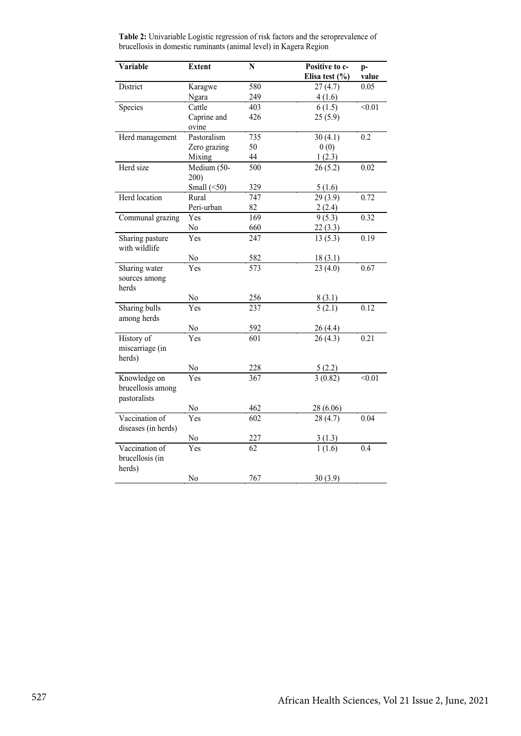**Table 2:** Univariable Logistic regression of risk factors and the seroprevalence of brucellosis in domestic ruminants (animal level) in Kagera Region

| Variable | Extent | N | Positive to c-Elisa test (%) | p-value |
|---|---|---|---|---|
| District | Karagwe | 580 | 27 (4.7) | 0.05 |
| | Ngara | 249 | 4 (1.6) | |
| Species | Cattle | 403 | 6 (1.5) | <0.01 |
| | Caprine and ovine | 426 | 25 (5.9) | |
| Herd management | Pastoralism | 735 | 30 (4.1) | 0.2 |
| | Zero grazing | 50 | 0 (0) | |
| | Mixing | 44 | 1 (2.3) | |
| Herd size | Medium (50-200) | 500 | 26 (5.2) | 0.02 |
| | Small (<50) | 329 | 5 (1.6) | |
| Herd location | Rural | 747 | 29 (3.9) | 0.72 |
| | Peri-urban | 82 | 2 (2.4) | |
| Communal grazing | Yes | 169 | 9 (5.3) | 0.32 |
| | No | 660 | 22 (3.3) | |
| Sharing pasture with wildlife | Yes | 247 | 13 (5.3) | 0.19 |
| | No | 582 | 18 (3.1) | |
| Sharing water sources among herds | Yes | 573 | 23 (4.0) | 0.67 |
| | No | 256 | 8 (3.1) | |
| Sharing bulls among herds | Yes | 237 | 5 (2.1) | 0.12 |
| | No | 592 | 26 (4.4) | |
| History of miscarriage (in herds) | Yes | 601 | 26 (4.3) | 0.21 |
| | No | 228 | 5 (2.2) | |
| Knowledge on brucellosis among pastoralists | Yes | 367 | 3 (0.82) | <0.01 |
| | No | 462 | 28 (6.06) | |
| Vaccination of diseases (in herds) | Yes | 602 | 28 (4.7) | 0.04 |
| | No | 227 | 3 (1.3) | |
| Vaccination of brucellosis (in herds) | Yes | 62 | 1 (1.6) | 0.4 |
| | No | 767 | 30 (3.9) | |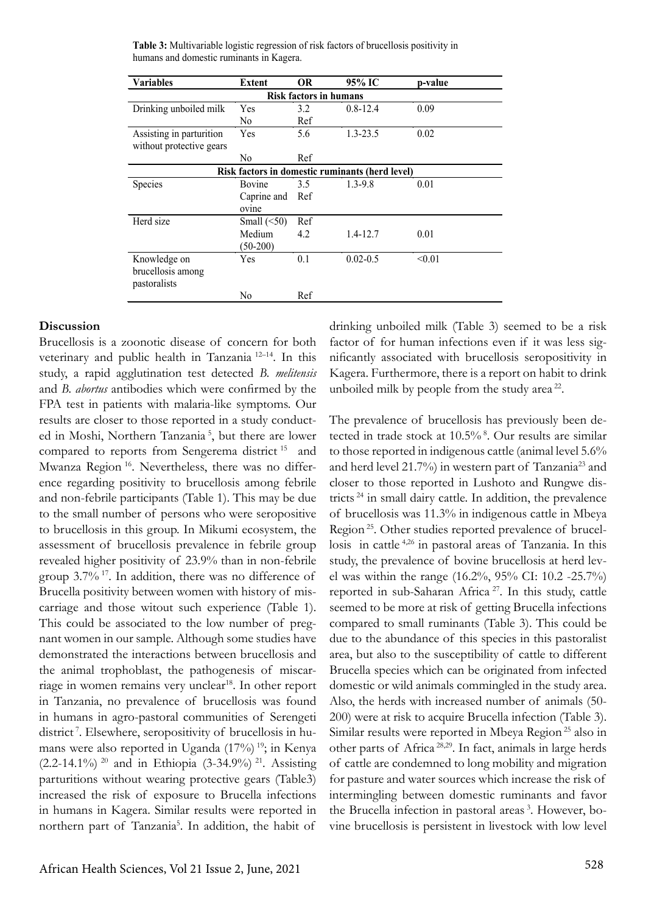**Table 3:** Multivariable logistic regression of risk factors of brucellosis positivity in humans and domestic ruminants in Kagera.

| Variables | Extent | OR | 95% IC | p-value |
|---|---|---|---|---|
| **Risk factors in humans** | | | | |
| Drinking unboiled milk | Yes | 3.2 | 0.8-12.4 | 0.09 |
| | No | Ref | | |
| Assisting in parturition without protective gears | Yes | 5.6 | 1.3-23.5 | 0.02 |
| | No | Ref | | |
| **Risk factors in domestic ruminants (herd level)** | | | | |
| Species | Bovine | 3.5 | 1.3-9.8 | 0.01 |
| | Caprine and ovine | Ref | | |
| Herd size | Small (<50) | Ref | | |
| | Medium (50-200) | 4.2 | 1.4-12.7 | 0.01 |
| Knowledge on brucellosis among pastoralists | Yes | 0.1 | 0.02-0.5 | <0.01 |
| | No | Ref | | |

## Discussion

Brucellosis is a zoonotic disease of concern for both veterinary and public health in Tanzania [12–14]. In this study, a rapid agglutination test detected *B. melitensis* and *B. abortus* antibodies which were confirmed by the FPA test in patients with malaria-like symptoms. Our results are closer to those reported in a study conducted in Moshi, Northern Tanzania [5], but there are lower compared to reports from Sengerema district [15] and Mwanza Region [16]. Nevertheless, there was no difference regarding positivity to brucellosis among febrile and non-febrile participants (Table 1). This may be due to the small number of persons who were seropositive to brucellosis in this group. In Mikumi ecosystem, the assessment of brucellosis prevalence in febrile group revealed higher positivity of 23.9% than in non-febrile group 3.7% [17]. In addition, there was no difference of Brucella positivity between women with history of miscarriage and those witout such experience (Table 1). This could be associated to the low number of pregnant women in our sample. Although some studies have demonstrated the interactions between brucellosis and the animal trophoblast, the pathogenesis of miscarriage in women remains very unclear[18]. In other report in Tanzania, no prevalence of brucellosis was found in humans in agro-pastoral communities of Serengeti district [7]. Elsewhere, seropositivity of brucellosis in humans were also reported in Uganda (17%) [19]; in Kenya (2.2-14.1%) [20] and in Ethiopia (3-34.9%) [21]. Assisting parturitions without wearing protective gears (Table3) increased the risk of exposure to Brucella infections in humans in Kagera. Similar results were reported in northern part of Tanzania[5]. In addition, the habit of drinking unboiled milk (Table 3) seemed to be a risk factor of for human infections even if it was less significantly associated with brucellosis seropositivity in Kagera. Furthermore, there is a report on habit to drink unboiled milk by people from the study area [22].

The prevalence of brucellosis has previously been detected in trade stock at 10.5% [8]. Our results are similar to those reported in indigenous cattle (animal level 5.6% and herd level 21.7%) in western part of Tanzania[23] and closer to those reported in Lushoto and Rungwe districts [24] in small dairy cattle. In addition, the prevalence of brucellosis was 11.3% in indigenous cattle in Mbeya Region [25]. Other studies reported prevalence of brucellosis in cattle [4,26] in pastoral areas of Tanzania. In this study, the prevalence of bovine brucellosis at herd level was within the range (16.2%, 95% CI: 10.2 -25.7%) reported in sub-Saharan Africa [27]. In this study, cattle seemed to be more at risk of getting Brucella infections compared to small ruminants (Table 3). This could be due to the abundance of this species in this pastoralist area, but also to the susceptibility of cattle to different Brucella species which can be originated from infected domestic or wild animals commingled in the study area. Also, the herds with increased number of animals (50-200) were at risk to acquire Brucella infection (Table 3). Similar results were reported in Mbeya Region [25] also in other parts of Africa [28,29]. In fact, animals in large herds of cattle are condemned to long mobility and migration for pasture and water sources which increase the risk of intermingling between domestic ruminants and favor the Brucella infection in pastoral areas [3]. However, bovine brucellosis is persistent in livestock with low level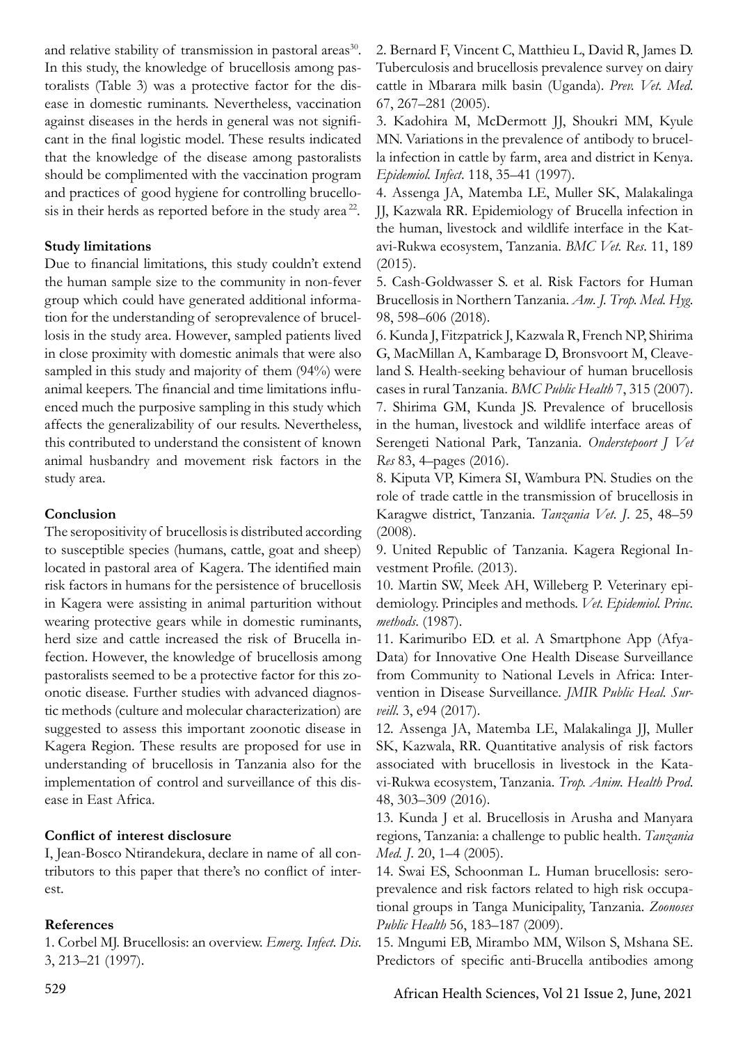and relative stability of transmission in pastoral areas[30]. In this study, the knowledge of brucellosis among pastoralists (Table 3) was a protective factor for the disease in domestic ruminants. Nevertheless, vaccination against diseases in the herds in general was not significant in the final logistic model. These results indicated that the knowledge of the disease among pastoralists should be complimented with the vaccination program and practices of good hygiene for controlling brucellosis in their herds as reported before in the study area[22].

**Study limitations**

Due to financial limitations, this study couldn't extend the human sample size to the community in non-fever group which could have generated additional information for the understanding of seroprevalence of brucellosis in the study area. However, sampled patients lived in close proximity with domestic animals that were also sampled in this study and majority of them (94%) were animal keepers. The financial and time limitations influenced much the purposive sampling in this study which affects the generalizability of our results. Nevertheless, this contributed to understand the consistent of known animal husbandry and movement risk factors in the study area.

**Conclusion**

The seropositivity of brucellosis is distributed according to susceptible species (humans, cattle, goat and sheep) located in pastoral area of Kagera. The identified main risk factors in humans for the persistence of brucellosis in Kagera were assisting in animal parturition without wearing protective gears while in domestic ruminants, herd size and cattle increased the risk of Brucella infection. However, the knowledge of brucellosis among pastoralists seemed to be a protective factor for this zoonotic disease. Further studies with advanced diagnostic methods (culture and molecular characterization) are suggested to assess this important zoonotic disease in Kagera Region. These results are proposed for use in understanding of brucellosis in Tanzania also for the implementation of control and surveillance of this disease in East Africa.

**Conflict of interest disclosure**

I, Jean-Bosco Ntirandekura, declare in name of all contributors to this paper that there's no conflict of interest.

**References**

1. Corbel MJ. Brucellosis: an overview. *Emerg. Infect. Dis.* 3, 213–21 (1997).

2. Bernard F, Vincent C, Matthieu L, David R, James D. Tuberculosis and brucellosis prevalence survey on dairy cattle in Mbarara milk basin (Uganda). *Prev. Vet. Med.* 67, 267–281 (2005).

3. Kadohira M, McDermott JJ, Shoukri MM, Kyule MN. Variations in the prevalence of antibody to brucella infection in cattle by farm, area and district in Kenya. *Epidemiol. Infect.* 118, 35–41 (1997).

4. Assenga JA, Matemba LE, Muller SK, Malakalinga JJ, Kazwala RR. Epidemiology of Brucella infection in the human, livestock and wildlife interface in the Katavi-Rukwa ecosystem, Tanzania. *BMC Vet. Res.* 11, 189 (2015).

5. Cash-Goldwasser S. et al. Risk Factors for Human Brucellosis in Northern Tanzania. *Am. J. Trop. Med. Hyg.* 98, 598–606 (2018).

6. Kunda J, Fitzpatrick J, Kazwala R, French NP, Shirima G, MacMillan A, Kambarage D, Bronsvoort M, Cleaveland S. Health-seeking behaviour of human brucellosis cases in rural Tanzania. *BMC Public Health* 7, 315 (2007).

7. Shirima GM, Kunda JS. Prevalence of brucellosis in the human, livestock and wildlife interface areas of Serengeti National Park, Tanzania. *Onderstepoort J Vet Res* 83, 4–pages (2016).

8. Kiputa VP, Kimera SI, Wambura PN. Studies on the role of trade cattle in the transmission of brucellosis in Karagwe district, Tanzania. *Tanzania Vet. J.* 25, 48–59 (2008).

9. United Republic of Tanzania. Kagera Regional Investment Profile. (2013).

10. Martin SW, Meek AH, Willeberg P. Veterinary epidemiology. Principles and methods. *Vet. Epidemiol. Princ. methods.* (1987).

11. Karimuribo ED. et al. A Smartphone App (AfyaData) for Innovative One Health Disease Surveillance from Community to National Levels in Africa: Intervention in Disease Surveillance. *JMIR Public Heal. Surveill.* 3, e94 (2017).

12. Assenga JA, Matemba LE, Malakalinga JJ, Muller SK, Kazwala, RR. Quantitative analysis of risk factors associated with brucellosis in livestock in the Katavi-Rukwa ecosystem, Tanzania. *Trop. Anim. Health Prod.* 48, 303–309 (2016).

13. Kunda J et al. Brucellosis in Arusha and Manyara regions, Tanzania: a challenge to public health. *Tanzania Med. J.* 20, 1–4 (2005).

14. Swai ES, Schoonman L. Human brucellosis: seroprevalence and risk factors related to high risk occupational groups in Tanga Municipality, Tanzania. *Zoonoses Public Health* 56, 183–187 (2009).

15. Mngumi EB, Mirambo MM, Wilson S, Mshana SE. Predictors of specific anti-Brucella antibodies among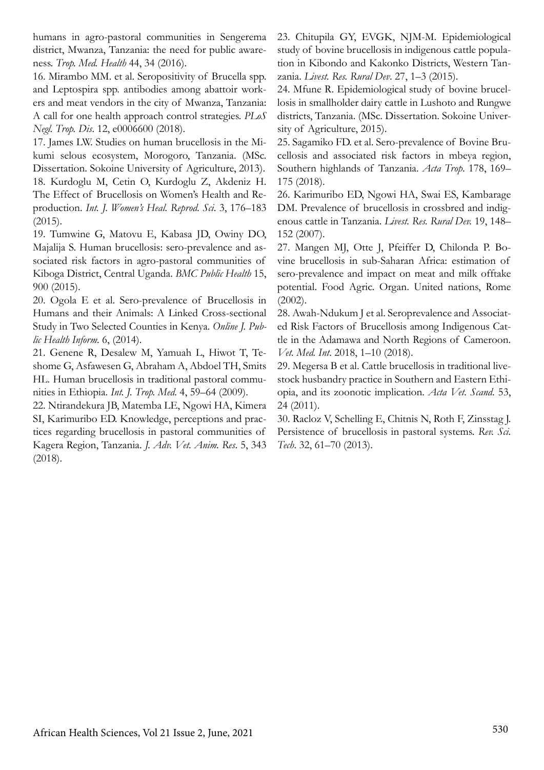humans in agro-pastoral communities in Sengerema district, Mwanza, Tanzania: the need for public awareness. *Trop. Med. Health* 44, 34 (2016).

16. Mirambo MM. et al. Seropositivity of Brucella spp. and Leptospira spp. antibodies among abattoir workers and meat vendors in the city of Mwanza, Tanzania: A call for one health approach control strategies. *PLoS Negl. Trop. Dis*. 12, e0006600 (2018).

17. James LW. Studies on human brucellosis in the Mikumi selous ecosystem, Morogoro, Tanzania. (MSc. Dissertation. Sokoine University of Agriculture, 2013).

18. Kurdoglu M, Cetin O, Kurdoglu Z, Akdeniz H. The Effect of Brucellosis on Women's Health and Reproduction. *Int. J. Women's Heal. Reprod. Sci*. 3, 176–183 (2015).

19. Tumwine G, Matovu E, Kabasa JD, Owiny DO, Majalija S. Human brucellosis: sero-prevalence and associated risk factors in agro-pastoral communities of Kiboga District, Central Uganda. *BMC Public Health* 15, 900 (2015).

20. Ogola E et al. Sero-prevalence of Brucellosis in Humans and their Animals: A Linked Cross-sectional Study in Two Selected Counties in Kenya. *Online J. Public Health Inform*. 6, (2014).

21. Genene R, Desalew M, Yamuah L, Hiwot T, Teshome G, Asfawesen G, Abraham A, Abdoel TH, Smits HL. Human brucellosis in traditional pastoral communities in Ethiopia. *Int. J. Trop. Med.* 4, 59–64 (2009).

22. Ntirandekura JB, Matemba LE, Ngowi HA, Kimera SI, Karimuribo ED. Knowledge, perceptions and practices regarding brucellosis in pastoral communities of Kagera Region, Tanzania. *J. Adv. Vet. Anim. Res*. 5, 343 (2018).

23. Chitupila GY, EVGK, NJM-M. Epidemiological study of bovine brucellosis in indigenous cattle population in Kibondo and Kakonko Districts, Western Tanzania. *Livest. Res. Rural Dev*. 27, 1–3 (2015).

24. Mfune R. Epidemiological study of bovine brucellosis in smallholder dairy cattle in Lushoto and Rungwe districts, Tanzania. (MSc. Dissertation. Sokoine University of Agriculture, 2015).

25. Sagamiko FD. et al. Sero-prevalence of Bovine Brucellosis and associated risk factors in mbeya region, Southern highlands of Tanzania. *Acta Trop*. 178, 169–175 (2018).

26. Karimuribo ED, Ngowi HA, Swai ES, Kambarage DM. Prevalence of brucellosis in crossbred and indigenous cattle in Tanzania. *Livest. Res. Rural Dev.* 19, 148–152 (2007).

27. Mangen MJ, Otte J, Pfeiffer D, Chilonda P. Bovine brucellosis in sub-Saharan Africa: estimation of sero-prevalence and impact on meat and milk offtake potential. Food Agric. Organ. United nations, Rome (2002).

28. Awah-Ndukum J et al. Seroprevalence and Associated Risk Factors of Brucellosis among Indigenous Cattle in the Adamawa and North Regions of Cameroon. *Vet. Med. Int*. 2018, 1–10 (2018).

29. Megersa B et al. Cattle brucellosis in traditional livestock husbandry practice in Southern and Eastern Ethiopia, and its zoonotic implication. *Acta Vet. Scand*. 53, 24 (2011).

30. Racloz V, Schelling E, Chitnis N, Roth F, Zinsstag J. Persistence of brucellosis in pastoral systems. *Rev. Sci. Tech*. 32, 61–70 (2013).